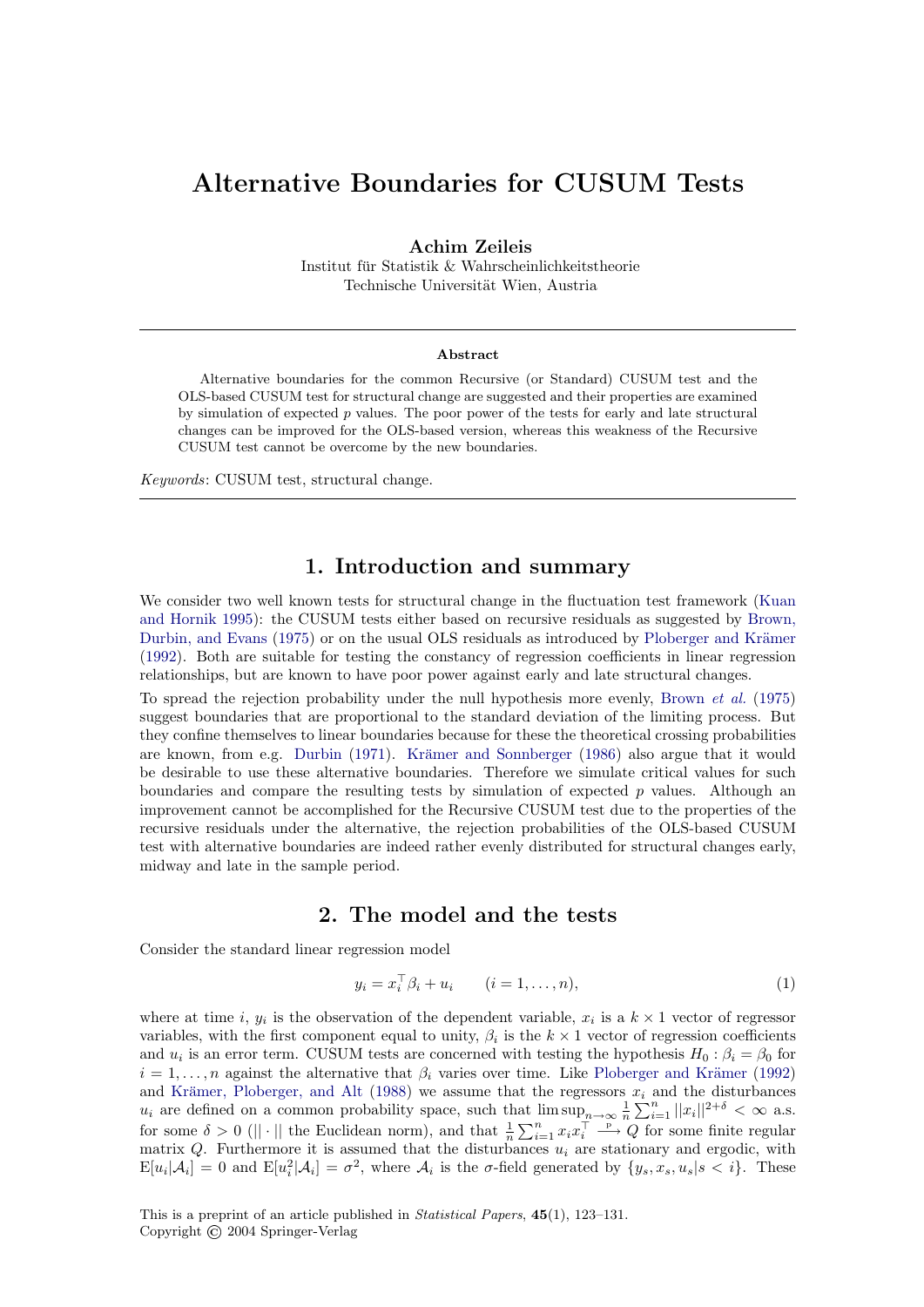# Alternative Boundaries for CUSUM Tests

**Achim Zeileis**
Institut für Statistik & Wahrscheinlichkeitstheorie
Technische Universität Wien, Austria

---

**Abstract**

Alternative boundaries for the common Recursive (or Standard) CUSUM test and the OLS-based CUSUM test for structural change are suggested and their properties are examined by simulation of expected $p$ values. The poor power of the tests for early and late structural changes can be improved for the OLS-based version, whereas this weakness of the Recursive CUSUM test cannot be overcome by the new boundaries.

*Keywords*: CUSUM test, structural change.

---

## 1. Introduction and summary

We consider two well known tests for structural change in the fluctuation test framework (Kuan and Hornik 1995): the CUSUM tests either based on recursive residuals as suggested by Brown, Durbin, and Evans (1975) or on the usual OLS residuals as introduced by Ploberger and Krämer (1992). Both are suitable for testing the constancy of regression coefficients in linear regression relationships, but are known to have poor power against early and late structural changes.

To spread the rejection probability under the null hypothesis more evenly, Brown *et al.* (1975) suggest boundaries that are proportional to the standard deviation of the limiting process. But they confine themselves to linear boundaries because for these the theoretical crossing probabilities are known, from e.g. Durbin (1971). Krämer and Sonnberger (1986) also argue that it would be desirable to use these alternative boundaries. Therefore we simulate critical values for such boundaries and compare the resulting tests by simulation of expected $p$ values. Although an improvement cannot be accomplished for the Recursive CUSUM test due to the properties of the recursive residuals under the alternative, the rejection probabilities of the OLS-based CUSUM test with alternative boundaries are indeed rather evenly distributed for structural changes early, midway and late in the sample period.

## 2. The model and the tests

Consider the standard linear regression model

$$y_i = x_i^\top \beta_i + u_i \qquad (i = 1, \dots, n), \tag{1}$$

where at time $i$, $y_i$ is the observation of the dependent variable, $x_i$ is a $k \times 1$ vector of regressor variables, with the first component equal to unity, $\beta_i$ is the $k \times 1$ vector of regression coefficients and $u_i$ is an error term. CUSUM tests are concerned with testing the hypothesis $H_0 : \beta_i = \beta_0$ for $i = 1, \dots, n$ against the alternative that $\beta_i$ varies over time. Like Ploberger and Krämer (1992) and Krämer, Ploberger, and Alt (1988) we assume that the regressors $x_i$ and the disturbances $u_i$ are defined on a common probability space, such that $\limsup_{n\to\infty} \frac{1}{n} \sum_{i=1}^{n} ||x_i||^{2+\delta} < \infty$ a.s. for some $\delta > 0$ ($||\cdot||$ the Euclidean norm), and that $\frac{1}{n} \sum_{i=1}^{n} x_i x_i^\top \xrightarrow{p} Q$ for some finite regular matrix $Q$. Furthermore it is assumed that the disturbances $u_i$ are stationary and ergodic, with $\mathrm{E}[u_i|\mathcal{A}_i] = 0$ and $\mathrm{E}[u_i^2|\mathcal{A}_i] = \sigma^2$, where $\mathcal{A}_i$ is the $\sigma$-field generated by $\{y_s, x_s, u_s | s < i\}$. These

This is a preprint of an article published in *Statistical Papers*, **45**(1), 123–131.
Copyright © 2004 Springer-Verlag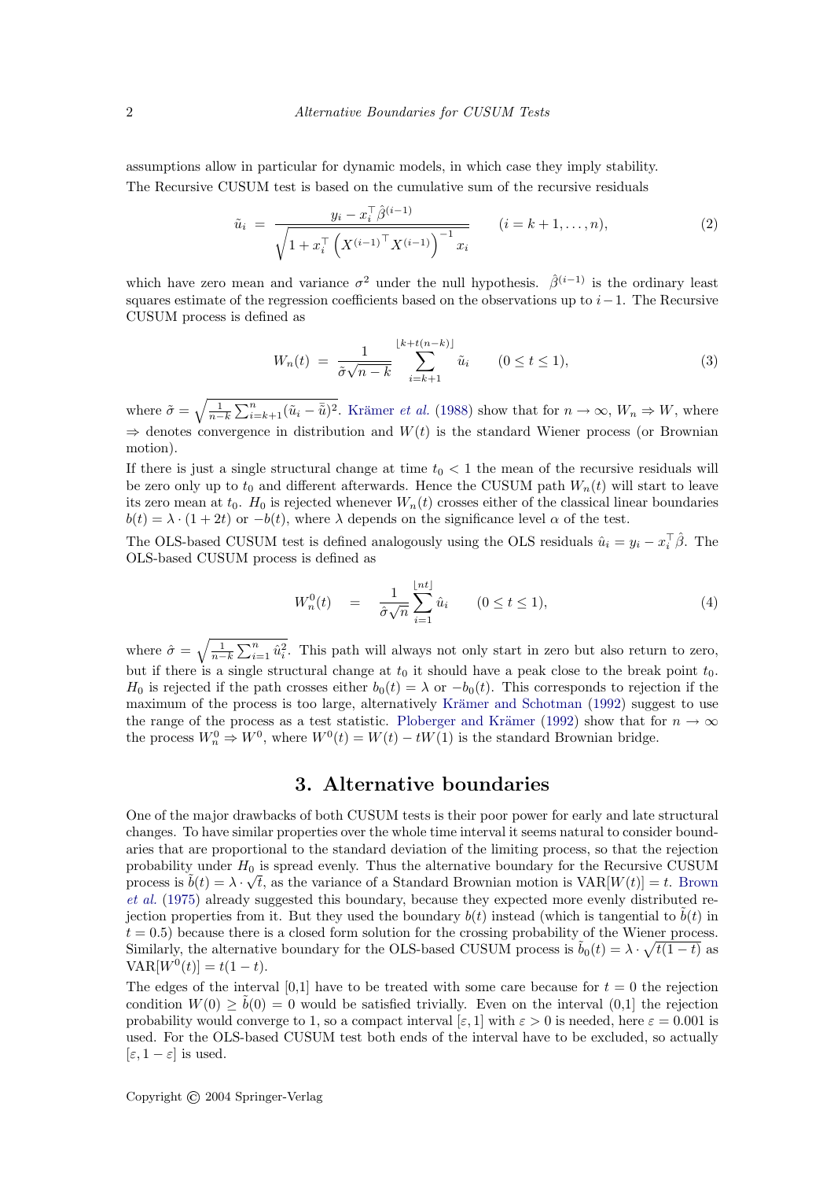assumptions allow in particular for dynamic models, in which case they imply stability.

The Recursive CUSUM test is based on the cumulative sum of the recursive residuals

$$\tilde{u}_i \;=\; \frac{y_i - x_i^\top \hat{\beta}^{(i-1)}}{\sqrt{1 + x_i^\top \left( X^{(i-1)^\top} X^{(i-1)} \right)^{-1} x_i}} \qquad (i = k+1, \dots, n), \tag{2}$$

which have zero mean and variance $\sigma^2$ under the null hypothesis. $\hat{\beta}^{(i-1)}$ is the ordinary least squares estimate of the regression coefficients based on the observations up to $i-1$. The Recursive CUSUM process is defined as

$$W_n(t) \;=\; \frac{1}{\tilde{\sigma}\sqrt{n-k}} \sum_{i=k+1}^{\lfloor k+t(n-k) \rfloor} \tilde{u}_i \qquad (0 \le t \le 1), \tag{3}$$

where $\tilde{\sigma} = \sqrt{\frac{1}{n-k}\sum_{i=k+1}^{n}(\tilde{u}_i - \bar{\tilde{u}})^2}$. Krämer *et al.* (1988) show that for $n \to \infty$, $W_n \Rightarrow W$, where $\Rightarrow$ denotes convergence in distribution and $W(t)$ is the standard Wiener process (or Brownian motion).

If there is just a single structural change at time $t_0 < 1$ the mean of the recursive residuals will be zero only up to $t_0$ and different afterwards. Hence the CUSUM path $W_n(t)$ will start to leave its zero mean at $t_0$. $H_0$ is rejected whenever $W_n(t)$ crosses either of the classical linear boundaries $b(t) = \lambda \cdot (1 + 2t)$ or $-b(t)$, where $\lambda$ depends on the significance level $\alpha$ of the test.

The OLS-based CUSUM test is defined analogously using the OLS residuals $\hat{u}_i = y_i - x_i^\top \hat{\beta}$. The OLS-based CUSUM process is defined as

$$W_n^0(t) \quad = \quad \frac{1}{\hat{\sigma}\sqrt{n}} \sum_{i=1}^{\lfloor nt \rfloor} \hat{u}_i \qquad (0 \le t \le 1), \tag{4}$$

where $\hat{\sigma} = \sqrt{\frac{1}{n-k}\sum_{i=1}^{n}\hat{u}_i^2}$. This path will always not only start in zero but also return to zero, but if there is a single structural change at $t_0$ it should have a peak close to the break point $t_0$. $H_0$ is rejected if the path crosses either $b_0(t) = \lambda$ or $-b_0(t)$. This corresponds to rejection if the maximum of the process is too large, alternatively Krämer and Schotman (1992) suggest to use the range of the process as a test statistic. Ploberger and Krämer (1992) show that for $n \to \infty$ the process $W_n^0 \Rightarrow W^0$, where $W^0(t) = W(t) - tW(1)$ is the standard Brownian bridge.

## 3. Alternative boundaries

One of the major drawbacks of both CUSUM tests is their poor power for early and late structural changes. To have similar properties over the whole time interval it seems natural to consider boundaries that are proportional to the standard deviation of the limiting process, so that the rejection probability under $H_0$ is spread evenly. Thus the alternative boundary for the Recursive CUSUM process is $\tilde{b}(t) = \lambda \cdot \sqrt{t}$, as the variance of a Standard Brownian motion is $\mathrm{VAR}[W(t)] = t$. Brown *et al.* (1975) already suggested this boundary, because they expected more evenly distributed rejection properties from it. But they used the boundary $b(t)$ instead (which is tangential to $\tilde{b}(t)$ in $t = 0.5$) because there is a closed form solution for the crossing probability of the Wiener process. Similarly, the alternative boundary for the OLS-based CUSUM process is $\tilde{b}_0(t) = \lambda \cdot \sqrt{t(1-t)}$ as $\mathrm{VAR}[W^0(t)] = t(1-t)$.

The edges of the interval [0,1] have to be treated with some care because for $t = 0$ the rejection condition $W(0) \ge \tilde{b}(0) = 0$ would be satisfied trivially. Even on the interval (0,1] the rejection probability would converge to 1, so a compact interval $[\varepsilon, 1]$ with $\varepsilon > 0$ is needed, here $\varepsilon = 0.001$ is used. For the OLS-based CUSUM test both ends of the interval have to be excluded, so actually $[\varepsilon, 1-\varepsilon]$ is used.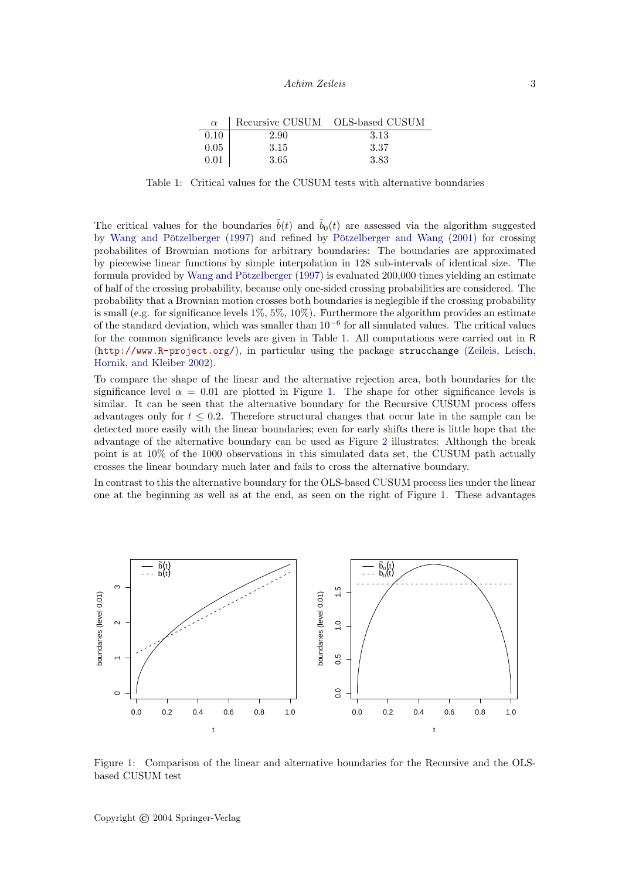| $\alpha$ | Recursive CUSUM | OLS-based CUSUM |
|---|---|---|
| 0.10 | 2.90 | 3.13 |
| 0.05 | 3.15 | 3.37 |
| 0.01 | 3.65 | 3.83 |

Table 1: Critical values for the CUSUM tests with alternative boundaries

The critical values for the boundaries $\tilde{b}(t)$ and $\tilde{b}_0(t)$ are assessed via the algorithm suggested by Wang and Pötzelberger (1997) and refined by Pötzelberger and Wang (2001) for crossing probabilites of Brownian motions for arbitrary boundaries: The boundaries are approximated by piecewise linear functions by simple interpolation in 128 sub-intervals of identical size. The formula provided by Wang and Pötzelberger (1997) is evaluated 200,000 times yielding an estimate of half of the crossing probability, because only one-sided crossing probabilities are considered. The probability that a Brownian motion crosses both boundaries is neglegible if the crossing probability is small (e.g. for significance levels 1%, 5%, 10%). Furthermore the algorithm provides an estimate of the standard deviation, which was smaller than $10^{-6}$ for all simulated values. The critical values for the common significance levels are given in Table 1. All computations were carried out in R (http://www.R-project.org/), in particular using the package strucchange (Zeileis, Leisch, Hornik, and Kleiber 2002).

To compare the shape of the linear and the alternative rejection area, both boundaries for the significance level $\alpha = 0.01$ are plotted in Figure 1. The shape for other significance levels is similar. It can be seen that the alternative boundary for the Recursive CUSUM process offers advantages only for $t \leq 0.2$. Therefore structural changes that occur late in the sample can be detected more easily with the linear boundaries; even for early shifts there is little hope that the advantage of the alternative boundary can be used as Figure 2 illustrates: Although the break point is at 10% of the 1000 observations in this simulated data set, the CUSUM path actually crosses the linear boundary much later and fails to cross the alternative boundary.

In contrast to this the alternative boundary for the OLS-based CUSUM process lies under the linear one at the beginning as well as at the end, as seen on the right of Figure 1. These advantages

Figure 1: Comparison of the linear and alternative boundaries for the Recursive and the OLS-based CUSUM test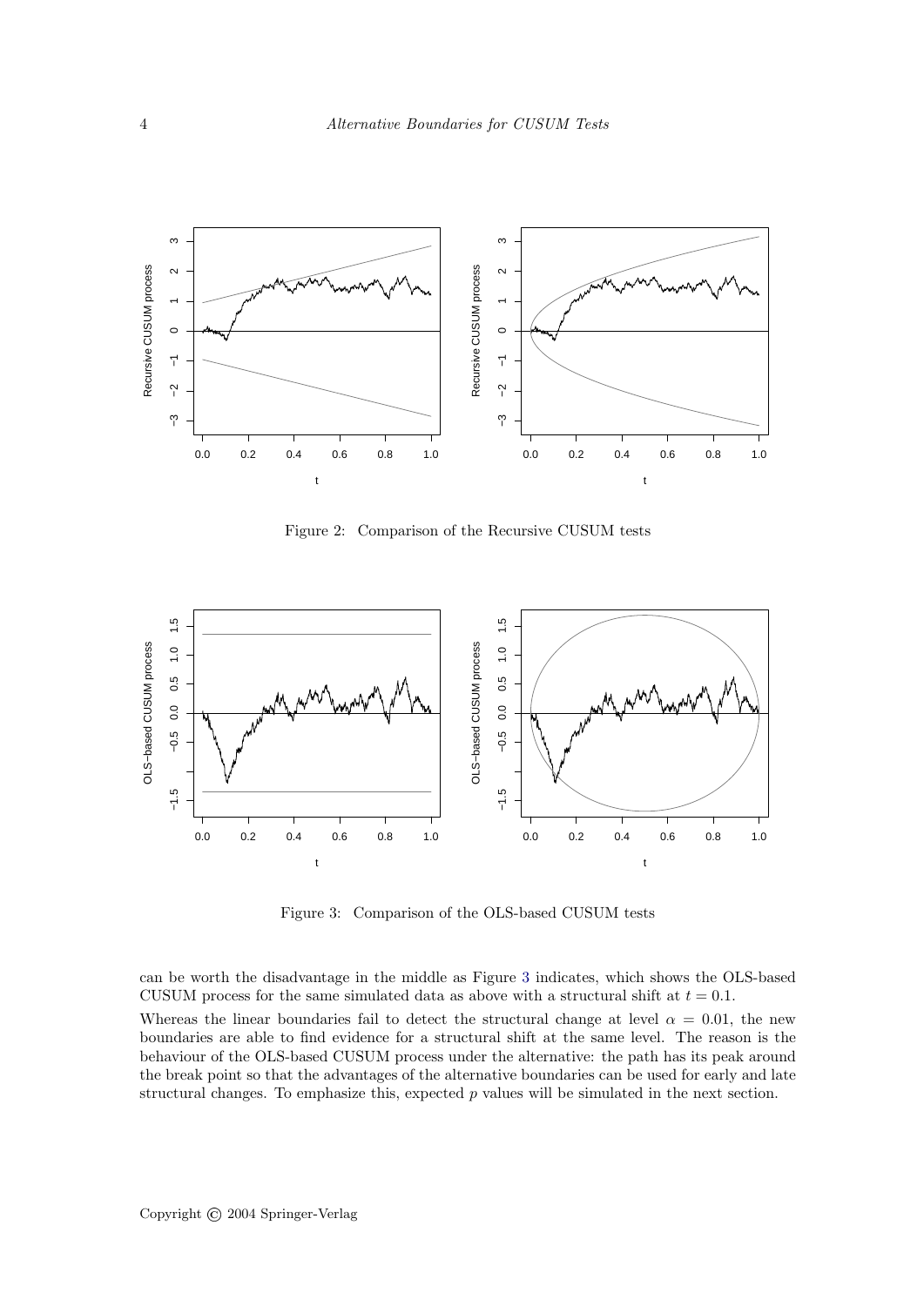Figure 2: Comparison of the Recursive CUSUM tests

Figure 3: Comparison of the OLS-based CUSUM tests

can be worth the disadvantage in the middle as Figure 3 indicates, which shows the OLS-based CUSUM process for the same simulated data as above with a structural shift at $t = 0.1$.

Whereas the linear boundaries fail to detect the structural change at level $\alpha = 0.01$, the new boundaries are able to find evidence for a structural shift at the same level. The reason is the behaviour of the OLS-based CUSUM process under the alternative: the path has its peak around the break point so that the advantages of the alternative boundaries can be used for early and late structural changes. To emphasize this, expected $p$ values will be simulated in the next section.

Copyright © 2004 Springer-Verlag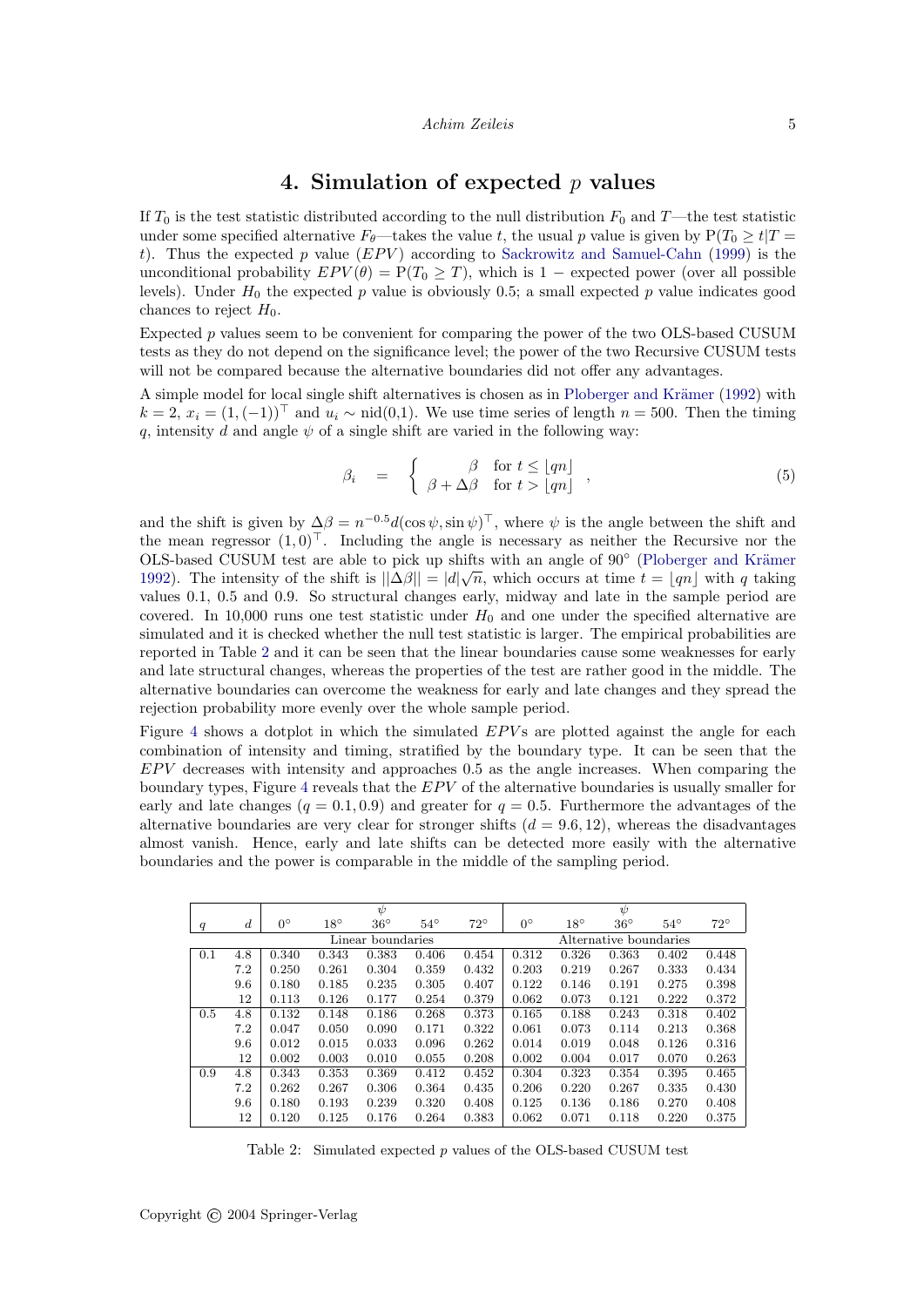# 4. Simulation of expected $p$ values

If $T_0$ is the test statistic distributed according to the null distribution $F_0$ and $T$—the test statistic under some specified alternative $F_\theta$—takes the value $t$, the usual $p$ value is given by $P(T_0 \geq t | T = t)$. Thus the expected $p$ value ($EPV$) according to Sackrowitz and Samuel-Cahn (1999) is the unconditional probability $EPV(\theta) = P(T_0 \geq T)$, which is 1 − expected power (over all possible levels). Under $H_0$ the expected $p$ value is obviously 0.5; a small expected $p$ value indicates good chances to reject $H_0$.

Expected $p$ values seem to be convenient for comparing the power of the two OLS-based CUSUM tests as they do not depend on the significance level; the power of the two Recursive CUSUM tests will not be compared because the alternative boundaries did not offer any advantages.

A simple model for local single shift alternatives is chosen as in Ploberger and Krämer (1992) with $k = 2$, $x_i = (1, (-1))^\top$ and $u_i \sim \text{nid}(0,1)$. We use time series of length $n = 500$. Then the timing $q$, intensity $d$ and angle $\psi$ of a single shift are varied in the following way:

$$\beta_i \quad = \quad \left\{ \begin{array}{cl} \beta & \text{for } t \leq \lfloor qn \rfloor \\ \beta + \Delta\beta & \text{for } t > \lfloor qn \rfloor \end{array} \right. , \tag{5}$$

and the shift is given by $\Delta\beta = n^{-0.5} d (\cos\psi, \sin\psi)^\top$, where $\psi$ is the angle between the shift and the mean regressor $(1, 0)^\top$. Including the angle is necessary as neither the Recursive nor the OLS-based CUSUM test are able to pick up shifts with an angle of 90° (Ploberger and Krämer 1992). The intensity of the shift is $||\Delta\beta|| = |d|\sqrt{n}$, which occurs at time $t = \lfloor qn \rfloor$ with $q$ taking values 0.1, 0.5 and 0.9. So structural changes early, midway and late in the sample period are covered. In 10,000 runs one test statistic under $H_0$ and one under the specified alternative are simulated and it is checked whether the null test statistic is larger. The empirical probabilities are reported in Table 2 and it can be seen that the linear boundaries cause some weaknesses for early and late structural changes, whereas the properties of the test are rather good in the middle. The alternative boundaries can overcome the weakness for early and late changes and they spread the rejection probability more evenly over the whole sample period.

Figure 4 shows a dotplot in which the simulated $EPV$s are plotted against the angle for each combination of intensity and timing, stratified by the boundary type. It can be seen that the $EPV$ decreases with intensity and approaches 0.5 as the angle increases. When comparing the boundary types, Figure 4 reveals that the $EPV$ of the alternative boundaries is usually smaller for early and late changes ($q = 0.1, 0.9$) and greater for $q = 0.5$. Furthermore the advantages of the alternative boundaries are very clear for stronger shifts ($d = 9.6, 12$), whereas the disadvantages almost vanish. Hence, early and late shifts can be detected more easily with the alternative boundaries and the power is comparable in the middle of the sampling period.

| | | $\psi$ | | | | | $\psi$ | | | | |
|---|---|---|---|---|---|---|---|---|---|---|---|
| $q$ | $d$ | 0° | 18° | 36° | 54° | 72° | 0° | 18° | 36° | 54° | 72° |
| | | Linear boundaries | | | | | Alternative boundaries | | | | |
| 0.1 | 4.8 | 0.340 | 0.343 | 0.383 | 0.406 | 0.454 | 0.312 | 0.326 | 0.363 | 0.402 | 0.448 |
| | 7.2 | 0.250 | 0.261 | 0.304 | 0.359 | 0.432 | 0.203 | 0.219 | 0.267 | 0.333 | 0.434 |
| | 9.6 | 0.180 | 0.185 | 0.235 | 0.305 | 0.407 | 0.122 | 0.146 | 0.191 | 0.275 | 0.398 |
| | 12 | 0.113 | 0.126 | 0.177 | 0.254 | 0.379 | 0.062 | 0.073 | 0.121 | 0.222 | 0.372 |
| 0.5 | 4.8 | 0.132 | 0.148 | 0.186 | 0.268 | 0.373 | 0.165 | 0.188 | 0.243 | 0.318 | 0.402 |
| | 7.2 | 0.047 | 0.050 | 0.090 | 0.171 | 0.322 | 0.061 | 0.073 | 0.114 | 0.213 | 0.368 |
| | 9.6 | 0.012 | 0.015 | 0.033 | 0.096 | 0.262 | 0.014 | 0.019 | 0.048 | 0.126 | 0.316 |
| | 12 | 0.002 | 0.003 | 0.010 | 0.055 | 0.208 | 0.002 | 0.004 | 0.017 | 0.070 | 0.263 |
| 0.9 | 4.8 | 0.343 | 0.353 | 0.369 | 0.412 | 0.452 | 0.304 | 0.323 | 0.354 | 0.395 | 0.465 |
| | 7.2 | 0.262 | 0.267 | 0.306 | 0.364 | 0.435 | 0.206 | 0.220 | 0.267 | 0.335 | 0.430 |
| | 9.6 | 0.180 | 0.193 | 0.239 | 0.320 | 0.408 | 0.125 | 0.136 | 0.186 | 0.270 | 0.408 |
| | 12 | 0.120 | 0.125 | 0.176 | 0.264 | 0.383 | 0.062 | 0.071 | 0.118 | 0.220 | 0.375 |

Table 2: Simulated expected $p$ values of the OLS-based CUSUM test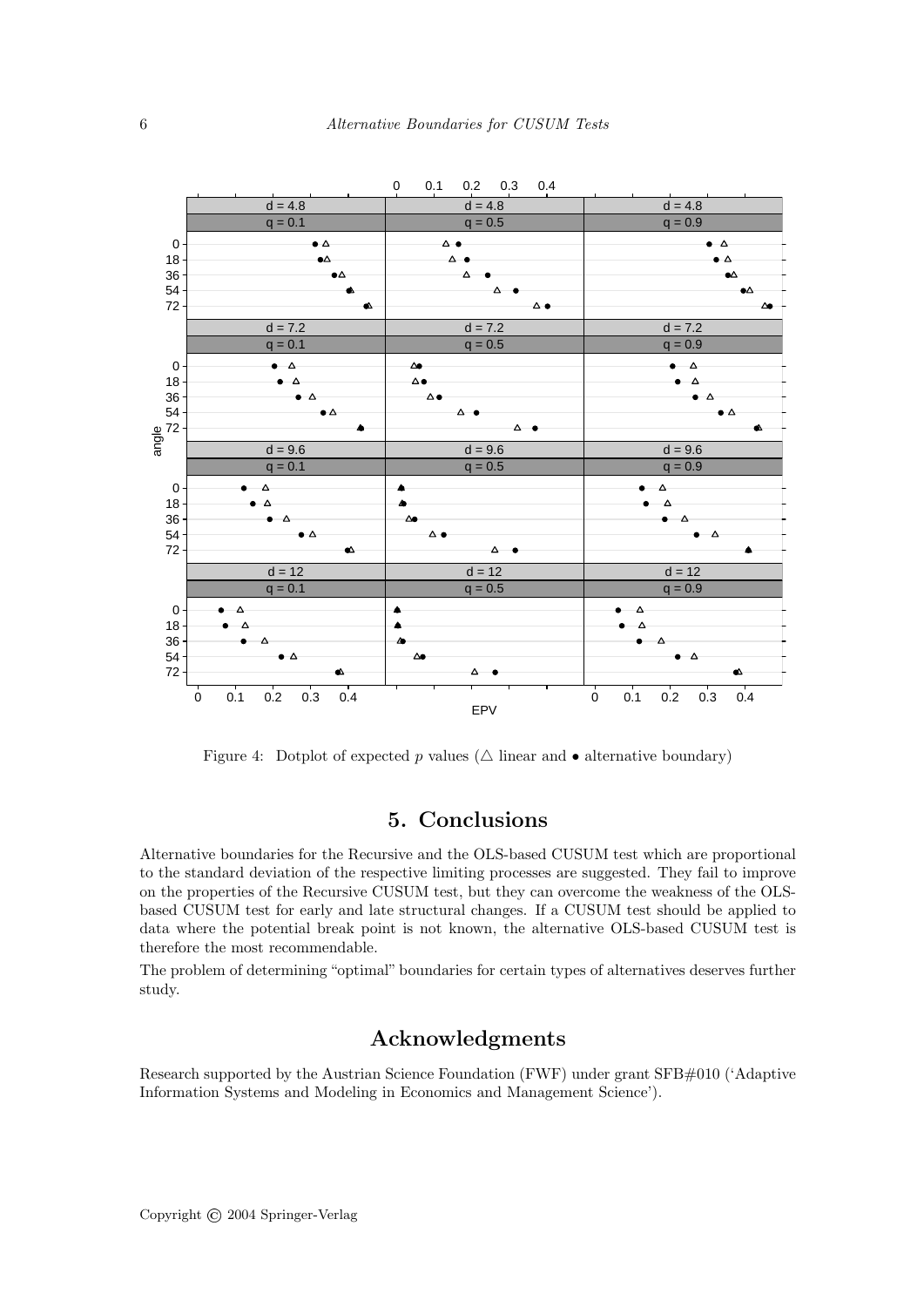Figure 4: Dotplot of expected $p$ values ($\triangle$ linear and $\bullet$ alternative boundary)

## 5. Conclusions

Alternative boundaries for the Recursive and the OLS-based CUSUM test which are proportional to the standard deviation of the respective limiting processes are suggested. They fail to improve on the properties of the Recursive CUSUM test, but they can overcome the weakness of the OLS-based CUSUM test for early and late structural changes. If a CUSUM test should be applied to data where the potential break point is not known, the alternative OLS-based CUSUM test is therefore the most recommendable.

The problem of determining "optimal" boundaries for certain types of alternatives deserves further study.

## Acknowledgments

Research supported by the Austrian Science Foundation (FWF) under grant SFB#010 ('Adaptive Information Systems and Modeling in Economics and Management Science').

Copyright © 2004 Springer-Verlag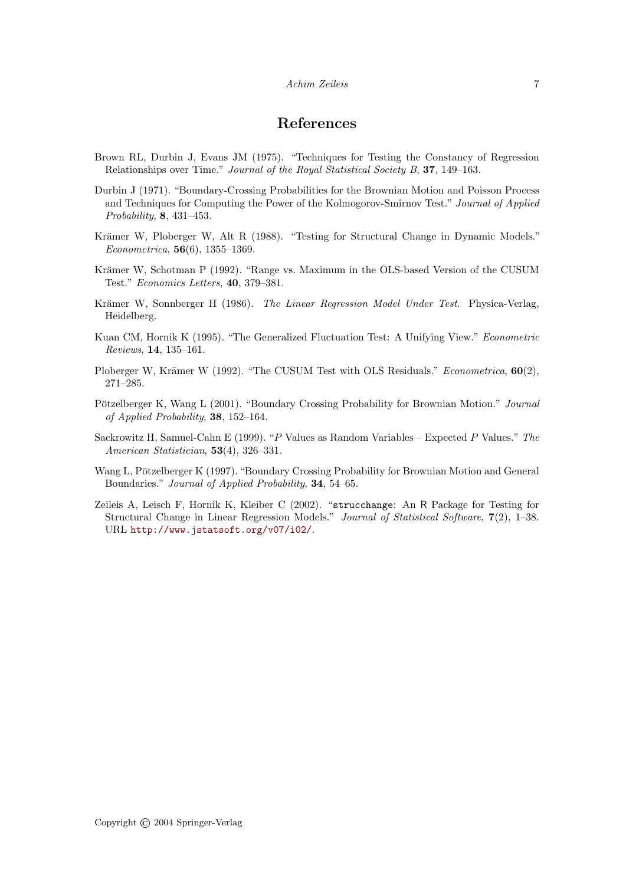# References

Brown RL, Durbin J, Evans JM (1975). "Techniques for Testing the Constancy of Regression Relationships over Time." *Journal of the Royal Statistical Society B*, **37**, 149–163.

Durbin J (1971). "Boundary-Crossing Probabilities for the Brownian Motion and Poisson Process and Techniques for Computing the Power of the Kolmogorov-Smirnov Test." *Journal of Applied Probability*, **8**, 431–453.

Krämer W, Ploberger W, Alt R (1988). "Testing for Structural Change in Dynamic Models." *Econometrica*, **56**(6), 1355–1369.

Krämer W, Schotman P (1992). "Range vs. Maximum in the OLS-based Version of the CUSUM Test." *Economics Letters*, **40**, 379–381.

Krämer W, Sonnberger H (1986). *The Linear Regression Model Under Test*. Physica-Verlag, Heidelberg.

Kuan CM, Hornik K (1995). "The Generalized Fluctuation Test: A Unifying View." *Econometric Reviews*, **14**, 135–161.

Ploberger W, Krämer W (1992). "The CUSUM Test with OLS Residuals." *Econometrica*, **60**(2), 271–285.

Pötzelberger K, Wang L (2001). "Boundary Crossing Probability for Brownian Motion." *Journal of Applied Probability*, **38**, 152–164.

Sackrowitz H, Samuel-Cahn E (1999). "*P* Values as Random Variables – Expected *P* Values." *The American Statistician*, **53**(4), 326–331.

Wang L, Pötzelberger K (1997). "Boundary Crossing Probability for Brownian Motion and General Boundaries." *Journal of Applied Probability*, **34**, 54–65.

Zeileis A, Leisch F, Hornik K, Kleiber C (2002). "`strucchange`: An R Package for Testing for Structural Change in Linear Regression Models." *Journal of Statistical Software*, **7**(2), 1–38. URL http://www.jstatsoft.org/v07/i02/.

Copyright © 2004 Springer-Verlag